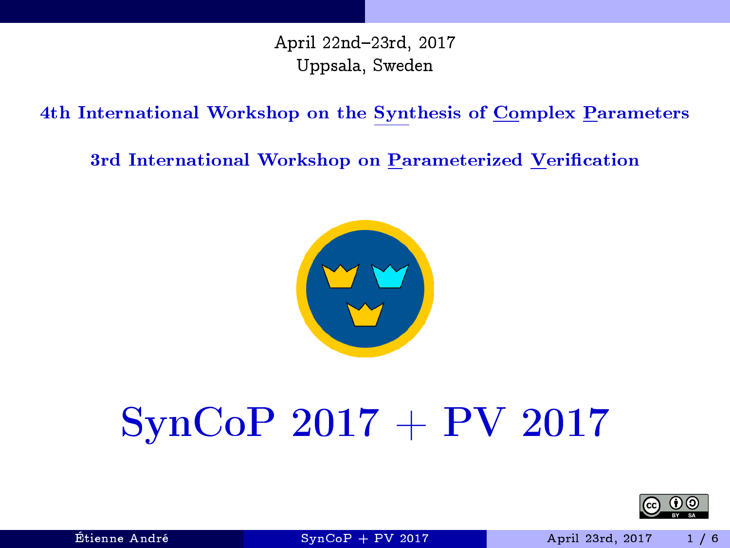April 22nd–23rd, 2017
Uppsala, Sweden

**4th International Workshop on the Synthesis of Complex Parameters**

**3rd International Workshop on Parameterized Verification**

# SynCoP 2017 + PV 2017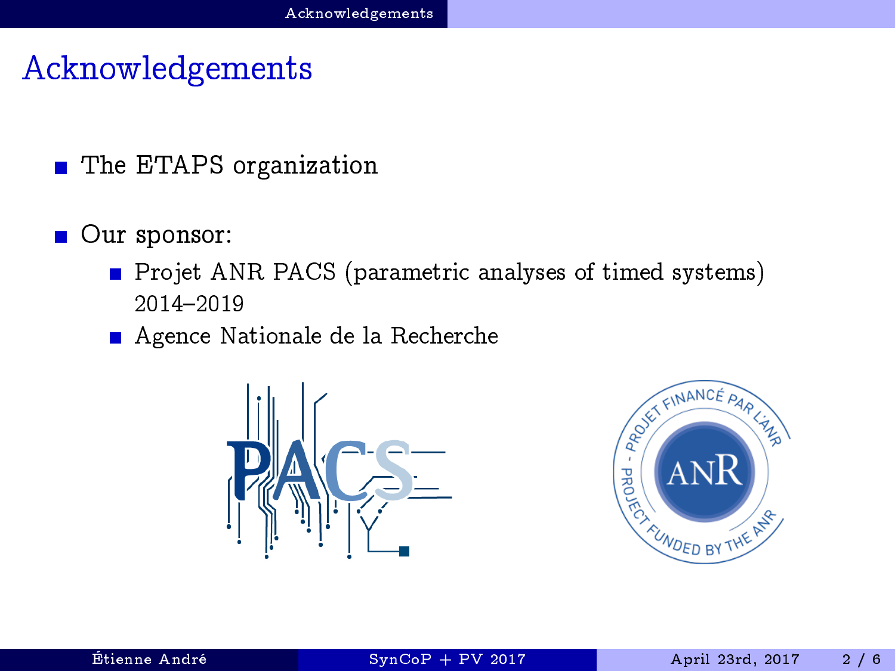# Acknowledgements

- The ETAPS organization
- Our sponsor:
  - Projet ANR PACS (parametric analyses of timed systems) 2014–2019
  - Agence Nationale de la Recherche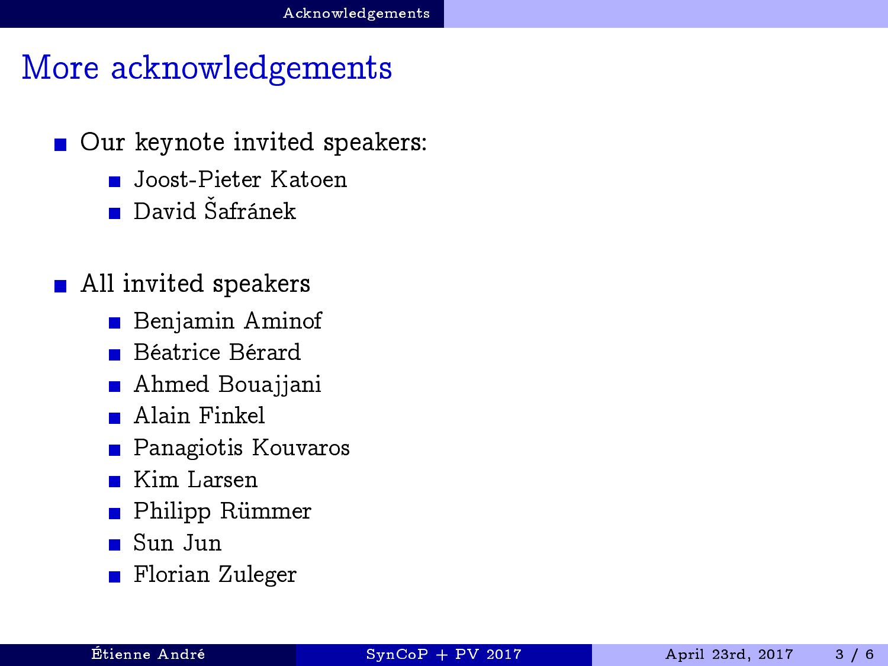# More acknowledgements

- Our keynote invited speakers:
  - Joost-Pieter Katoen
  - David Šafránek

- All invited speakers
  - Benjamin Aminof
  - Béatrice Bérard
  - Ahmed Bouajjani
  - Alain Finkel
  - Panagiotis Kouvaros
  - Kim Larsen
  - Philipp Rümmer
  - Sun Jun
  - Florian Zuleger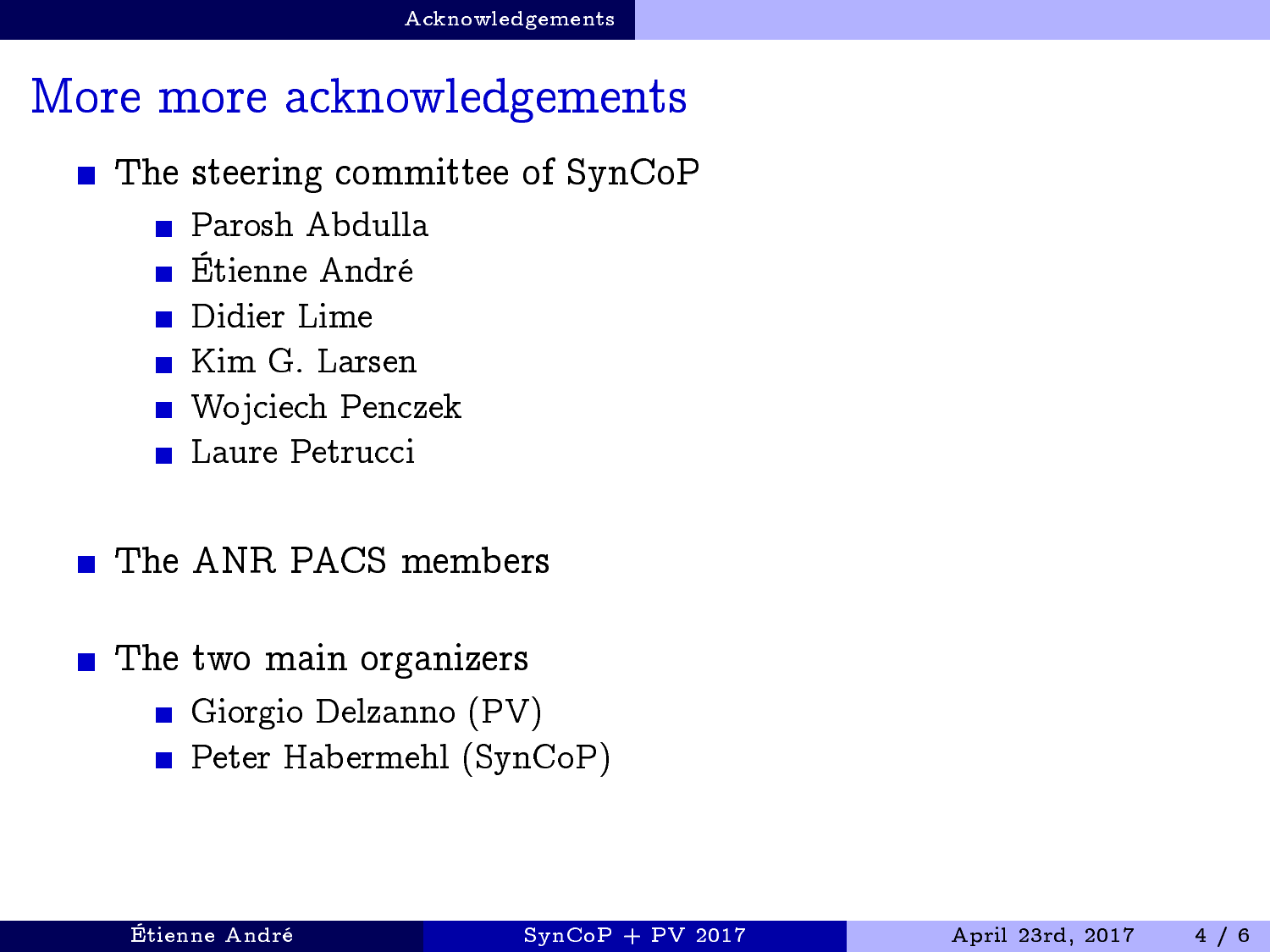# More more acknowledgements

- The steering committee of SynCoP
  - Parosh Abdulla
  - Étienne André
  - Didier Lime
  - Kim G. Larsen
  - Wojciech Penczek
  - Laure Petrucci

- The ANR PACS members

- The two main organizers
  - Giorgio Delzanno (PV)
  - Peter Habermehl (SynCoP)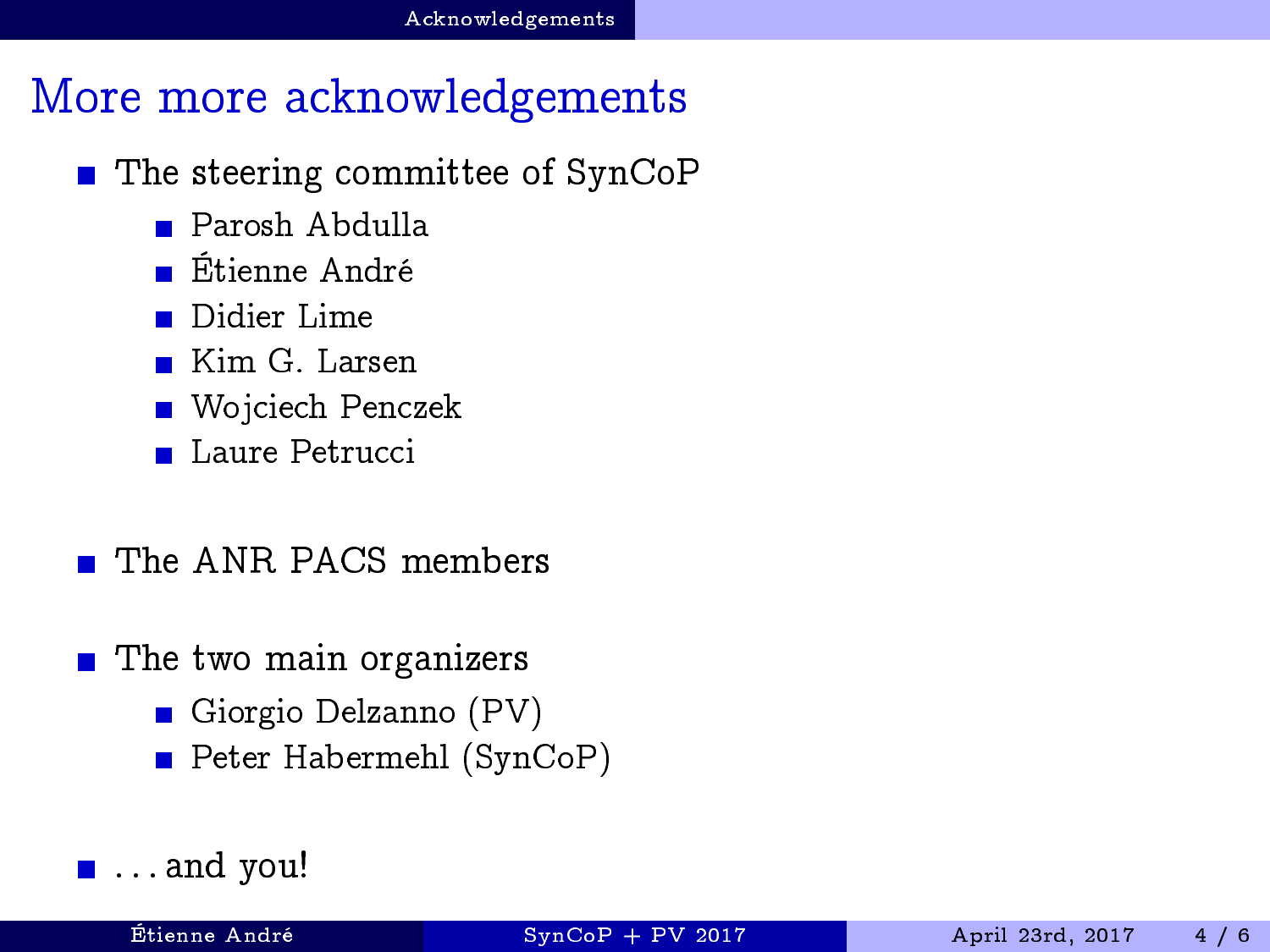# More more acknowledgements

- The steering committee of SynCoP
  - Parosh Abdulla
  - Étienne André
  - Didier Lime
  - Kim G. Larsen
  - Wojciech Penczek
  - Laure Petrucci
- The ANR PACS members
- The two main organizers
  - Giorgio Delzanno (PV)
  - Peter Habermehl (SynCoP)
- ... and you!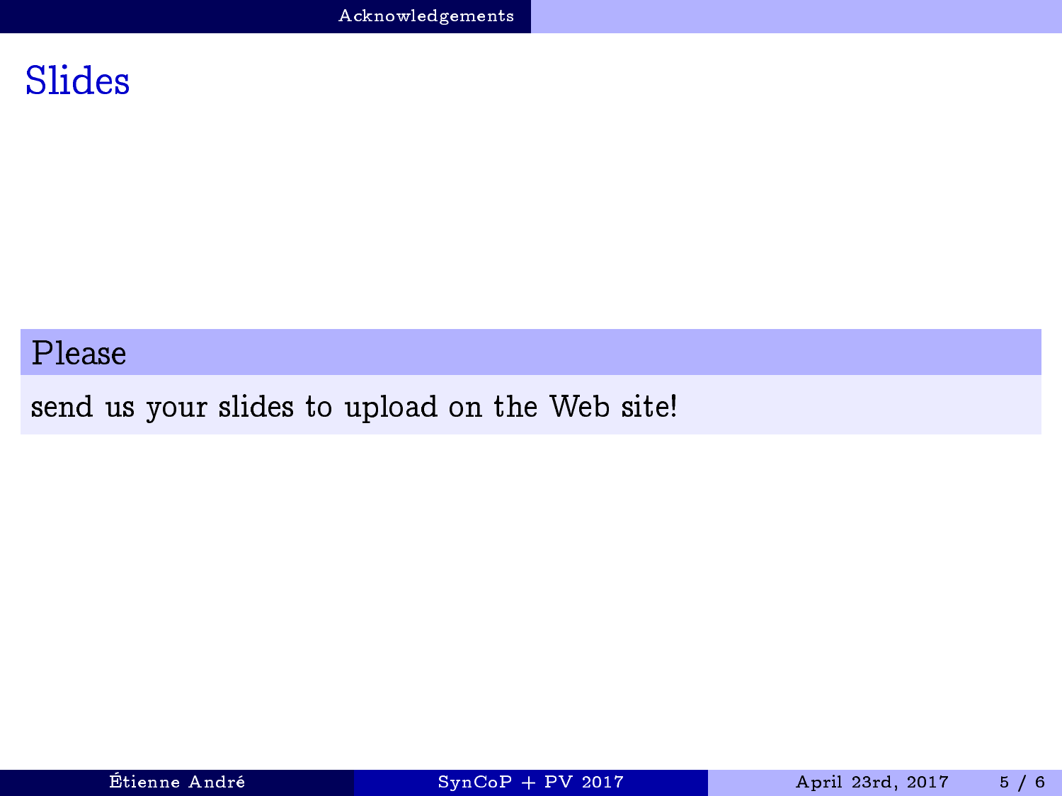# Slides

**Please**

send us your slides to upload on the Web site!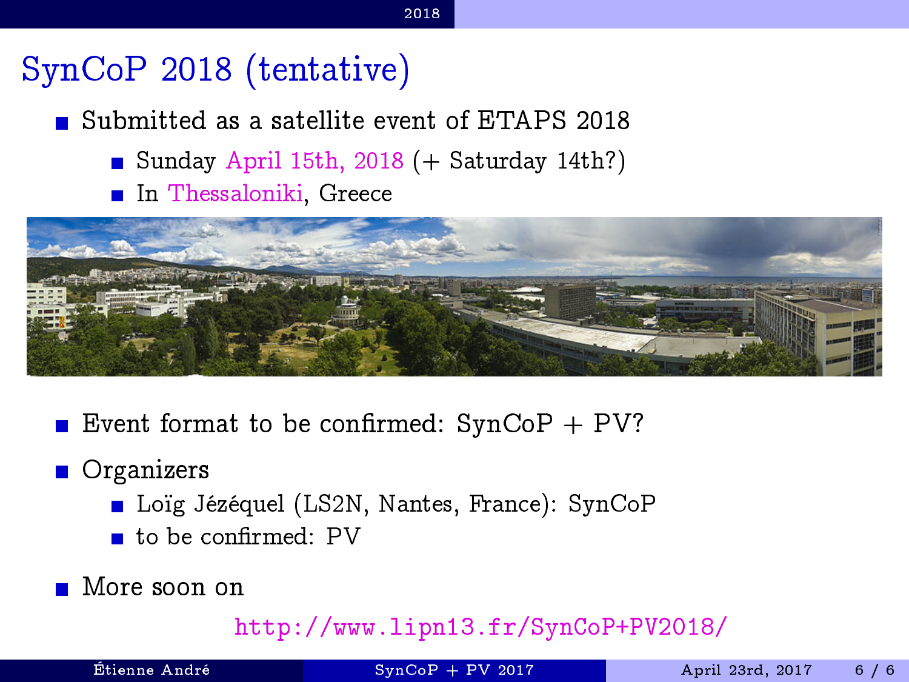# SynCoP 2018 (tentative)

- Submitted as a satellite event of ETAPS 2018
  - Sunday April 15th, 2018 (+ Saturday 14th?)
  - In Thessaloniki, Greece
- Event format to be confirmed: SynCoP + PV?
- Organizers
  - Loïg Jézéquel (LS2N, Nantes, France): SynCoP
  - to be confirmed: PV
- More soon on

  http://www.lipn13.fr/SynCoP+PV2018/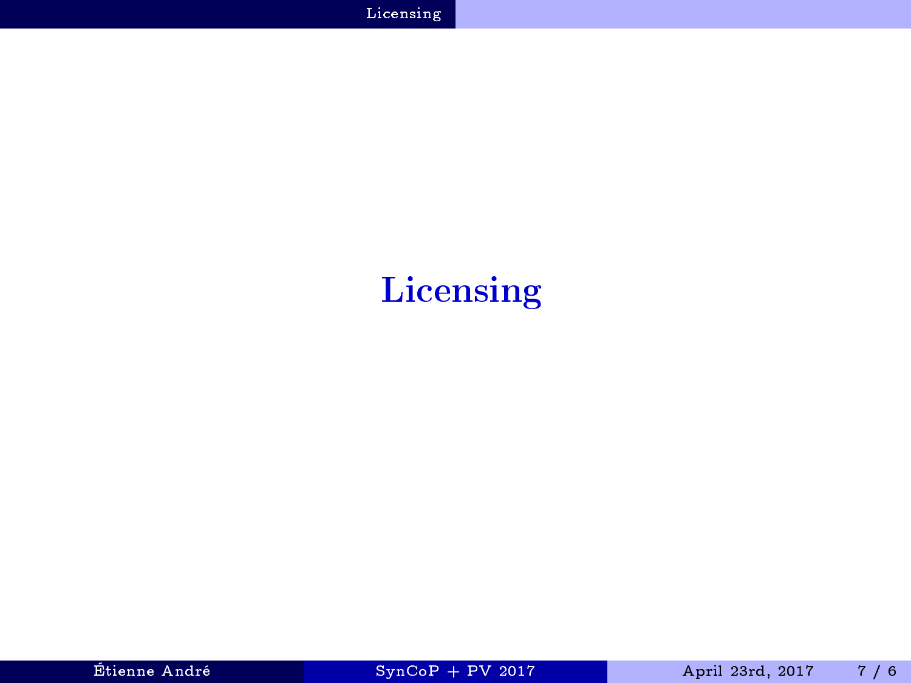# Licensing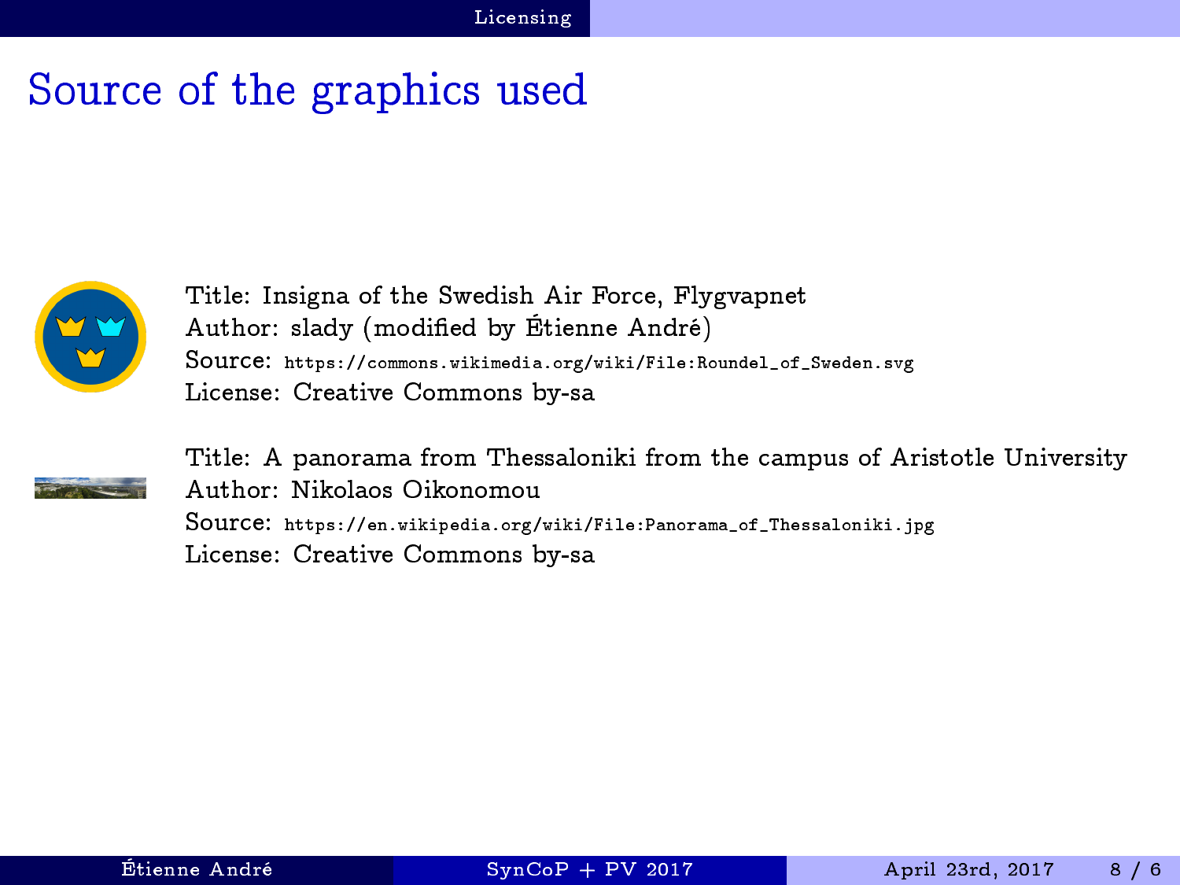# Source of the graphics used

Title: Insigna of the Swedish Air Force, Flygvapnet
Author: slady (modified by Étienne André)
Source: https://commons.wikimedia.org/wiki/File:Roundel_of_Sweden.svg
License: Creative Commons by-sa

Title: A panorama from Thessaloniki from the campus of Aristotle University
Author: Nikolaos Oikonomou
Source: https://en.wikipedia.org/wiki/File:Panorama_of_Thessaloniki.jpg
License: Creative Commons by-sa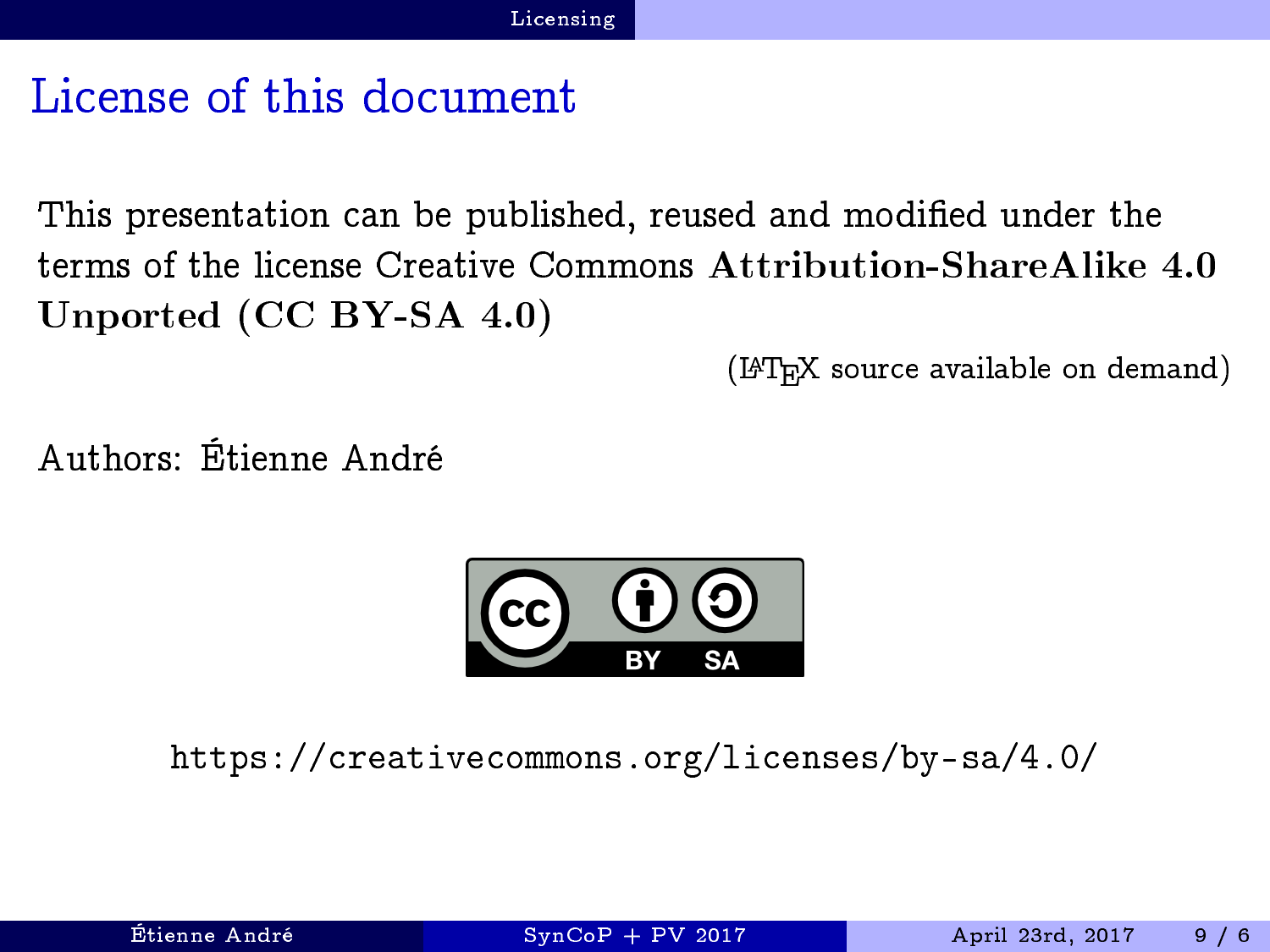# License of this document

This presentation can be published, reused and modified under the terms of the license Creative Commons **Attribution-ShareAlike 4.0 Unported (CC BY-SA 4.0)**

(LaTeX source available on demand)

Authors: Étienne André

https://creativecommons.org/licenses/by-sa/4.0/